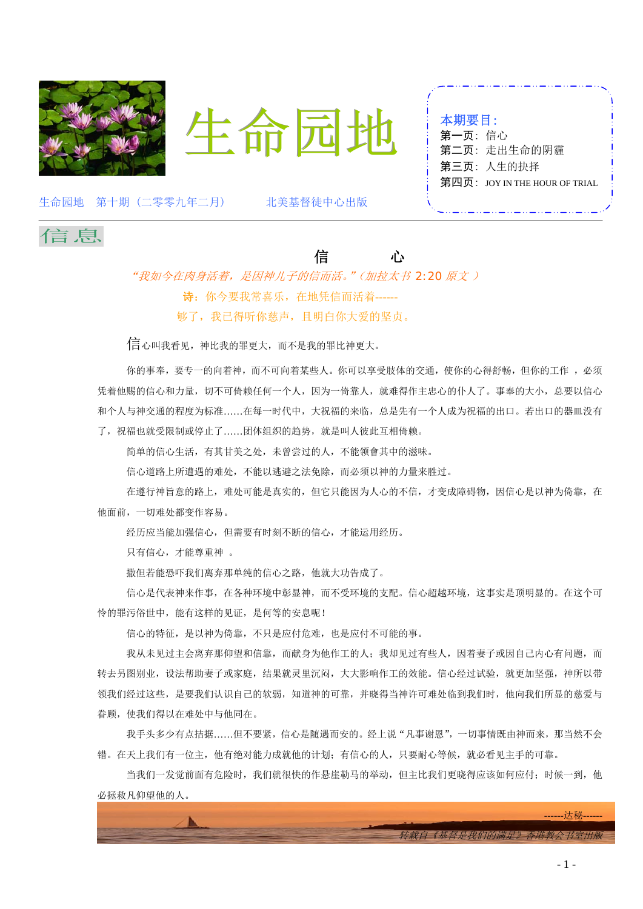# 生命园地

生命园地　第十期（二零零九年二月）　　　北美基督徒中心出版

**本期要目：**

- 第一页：信心
- 第二页：走出生命的阴霾
- 第三页：人生的抉择
- 第四页：JOY IN THE HOUR OF TRIAL

## 信息

### 信　　　心

*“我如今在肉身活着，是因神儿子的信而活。”（加拉太书 2:20 原文 ）*

诗：你今要我常喜乐，在地凭信而活着------

够了，我已得听你慈声，且明白你大爱的坚贞。

信心叫我看见，神比我的罪更大，而不是我的罪比神更大。

你的事奉，要专一的向着神，而不可向着某些人。你可以享受肢体的交通，使你的心得舒畅，但你的工作 ，必须凭着他赐的信心和力量，切不可倚赖任何一个人，因为一倚靠人，就难得作主忠心的仆人了。事奉的大小，总要以信心和个人与神交通的程度为标准……在每一时代中，大祝福的来临，总是先有一个人成为祝福的出口。若出口的器皿没有了，祝福也就受限制或停止了……团体组织的趋势，就是叫人彼此互相倚赖。

简单的信心生活，有其甘美之处，未曾尝过的人，不能领會其中的滋味。

信心道路上所遭遇的难处，不能以逃避之法免除，而必须以神的力量来胜过。

在遵行神旨意的路上，难处可能是真实的，但它只能因为人心的不信，才变成障碍物，因信心是以神为倚靠，在他面前，一切难处都变作容易。

经历应当能加强信心，但需要有时刻不断的信心，才能运用经历。

只有信心，才能尊重神 。

撒但若能恐吓我们离弃那单纯的信心之路，他就大功告成了。

信心是代表神来作事，在各种环境中彰显神，而不受环境的支配。信心超越环境，这事实是顶明显的。在这个可怜的罪污俗世中，能有这样的见证，是何等的安息呢！

信心的特征，是以神为倚靠，不只是应付危难，也是应付不可能的事。

我从未见过主会离弃那仰望和信靠，而献身为他作工的人；我却见过有些人，因着妻子或因自己内心有问题，而转去另图别业，设法帮助妻子或家庭，结果就灵里沉闷，大大影响作工的效能。信心经过试验，就更加坚强，神所以带领我们经过这些，是要我们认识自己的软弱，知道神的可靠，并晓得当神许可难处临到我们时，他向我们所显的慈爱与眷顾，使我们得以在难处中与他同在。

我手头多少有点拮据……但不要紧，信心是随遇而安的。经上说“凡事谢恩”，一切事情既由神而来，那当然不会错。在天上我们有一位主，他有绝对能力成就他的计划；有信心的人，只要耐心等候，就必看见主手的可靠。

当我们一发觉前面有危险时，我们就很快的作悬崖勒马的举动，但主比我们更晓得应该如何应付；时候一到，他必拯救凡仰望他的人。

------达秘------

*转载自《基督是我们的满足》香港教会书室出版*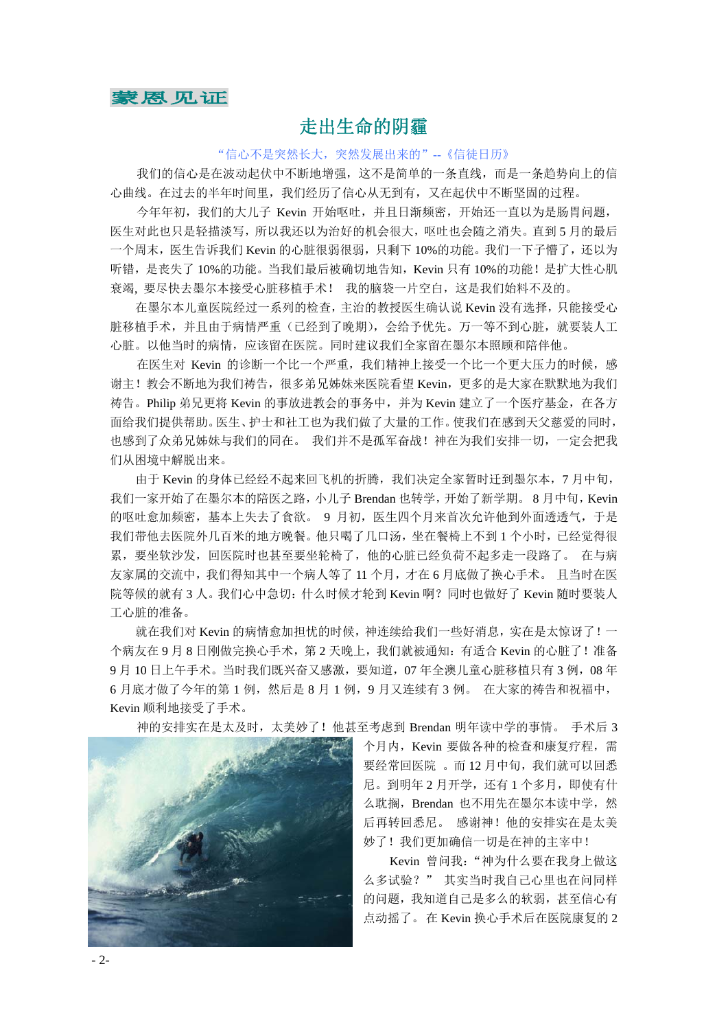## 蒙恩见证

# 走出生命的阴霾

"信心不是突然长大，突然发展出来的"--《信徒日历》

我们的信心是在波动起伏中不断地增强，这不是简单的一条直线，而是一条趋势向上的信心曲线。在过去的半年时间里，我们经历了信心从无到有，又在起伏中不断坚固的过程。

今年年初，我们的大儿子 Kevin 开始呕吐，并且日渐频密，开始还一直以为是肠胃问题，医生对此也只是轻描淡写，所以我还以为治好的机会很大，呕吐也会随之消失。直到 5 月的最后一个周末，医生告诉我们 Kevin 的心脏很弱很弱，只剩下 10%的功能。我们一下子懵了，还以为听错，是丧失了 10%的功能。当我们最后被确切地告知，Kevin 只有 10%的功能！是扩大性心肌衰竭，要尽快去墨尔本接受心脏移植手术！ 我的脑袋一片空白，这是我们始料不及的。

在墨尔本儿童医院经过一系列的检查，主治的教授医生确认说 Kevin 没有选择，只能接受心脏移植手术，并且由于病情严重（已经到了晚期），会给予优先。万一等不到心脏，就要装人工心脏。以他当时的病情，应该留在医院。同时建议我们全家留在墨尔本照顾和陪伴他。

在医生对 Kevin 的诊断一个比一个严重，我们精神上接受一个比一个更大压力的时候，感谢主！教会不断地为我们祷告，很多弟兄姊妹来医院看望 Kevin，更多的是大家在默默地为我们祷告。Philip 弟兄更将 Kevin 的事放进教会的事务中，并为 Kevin 建立了一个医疗基金，在各方面给我们提供帮助。医生、护士和社工也为我们做了大量的工作。使我们在感到天父慈爱的同时，也感到了众弟兄姊妹与我们的同在。 我们并不是孤军奋战！神在为我们安排一切，一定会把我们从困境中解脱出来。

由于 Kevin 的身体已经经不起来回飞机的折腾，我们决定全家暂时迁到墨尔本，7 月中旬，我们一家开始了在墨尔本的陪医之路，小儿子 Brendan 也转学，开始了新学期。 8 月中旬，Kevin 的呕吐愈加频密，基本上失去了食欲。 9 月初，医生四个月来首次允许他到外面透透气，于是我们带他去医院外几百米的地方晚餐。他只喝了几口汤，坐在餐椅上不到 1 个小时，已经觉得很累，要坐软沙发，回医院时也甚至要坐轮椅了，他的心脏已经负荷不起多走一段路了。 在与病友家属的交流中，我们得知其中一个病人等了 11 个月，才在 6 月底做了换心手术。 且当时在医院等候的就有 3 人。我们心中急切：什么时候才轮到 Kevin 啊？同时也做好了 Kevin 随时要装人工心脏的准备。

就在我们对 Kevin 的病情愈加担忧的时候，神连续给我们一些好消息，实在是太惊讶了！一个病友在 9 月 8 日刚做完换心手术，第 2 天晚上，我们就被通知：有适合 Kevin 的心脏了！准备 9 月 10 日上午手术。当时我们既兴奋又感激，要知道，07 年全澳儿童心脏移植只有 3 例，08 年 6 月底才做了今年的第 1 例，然后是 8 月 1 例，9 月又连续有 3 例。 在大家的祷告和祝福中，Kevin 顺利地接受了手术。

神的安排实在是太及时，太美妙了！他甚至考虑到 Brendan 明年读中学的事情。 手术后 3 个月内，Kevin 要做各种的检查和康复疗程，需要经常回医院 。而 12 月中旬，我们就可以回悉尼。到明年 2 月开学，还有 1 个多月，即使有什么耽搁，Brendan 也不用先在墨尔本读中学，然后再转回悉尼。 感谢神！他的安排实在是太美妙了！我们更加确信一切是在神的主宰中！

Kevin 曾问我："神为什么要在我身上做这么多试验？" 其实当时我自己心里也在问同样的问题，我知道自己是多么的软弱，甚至信心有点动摇了。 在 Kevin 换心手术后在医院康复的 2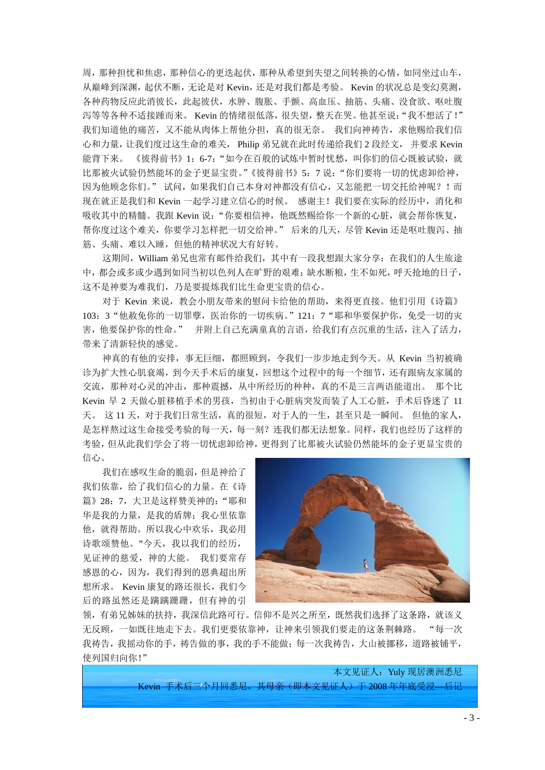周，那种担忧和焦虑，那种信心的更迭起伏，那种从希望到失望之间转换的心情，如同坐过山车，从巅峰到深渊，起伏不断，无论是对 Kevin，还是对我们都是考验。 Kevin 的状况总是变幻莫测，各种药物反应此消彼长，此起彼伏，水肿、腹胀、手颤、高血压、抽筋、头痛、没食欲、呕吐腹泻等等各种不适接踵而来。 Kevin 的情绪很低落，很失望，整天在哭。他甚至说："我不想活了！"我们知道他的痛苦，又不能从肉体上帮他分担，真的很无奈。 我们向神祷告，求他赐给我们信心和力量，让我们度过这生命的难关， Philip 弟兄就在此时传递给我们 2 段经文， 并要求 Kevin 能背下来。 《彼得前书》1：6-7："如今在百般的试炼中暂时忧愁，叫你们的信心既被试验，就比那被火试验仍然能坏的金子更显宝贵。"《彼得前书》5：7 说："你们要将一切的忧虑卸给神，因为他顾念你们。" 试问，如果我们自己本身对神都没有信心，又怎能把一切交托给神呢？！而现在就正是我们和 Kevin 一起学习建立信心的时候。 感谢主！我们要在实际的经历中，消化和吸收其中的精髓。我跟 Kevin 说："你要相信神， 他既然赐给你一个新的心脏，就会帮你恢复，帮你度过这个难关，你要学习怎样把一切交给神。" 后来的几天，尽管 Kevin 还是呕吐腹泻、抽筋、头痛、难以入睡，但他的精神状况大有好转。

这期间，William 弟兄也常有邮件给我们，其中有一段我想跟大家分享：在我们的人生旅途中，都会或多或少遇到如同当初以色列人在旷野的艰难：缺水断粮，生不如死，呼天抢地的日子，这不是神要为难我们，乃是要提炼我们比生命更宝贵的信心。

对于 Kevin 来说，教会小朋友带来的慰问卡给他的帮助，来得更直接。他们引用《诗篇》103：3"他赦免你的一切罪孽，医治你的一切疾病。"121：7"耶和华要保护你，免受一切的灾害，他要保护你的性命。" 并附上自己充满童真的言语，给我们有点沉重的生活，注入了活力，带来了清新轻快的感觉。

神真的有他的安排，事无巨细，都照顾到，令我们一步步地走到今天。从 Kevin 当初被确诊为扩大性心肌衰竭，到今天手术后的康复，回想这个过程中的每一个细节，还有跟病友家属的交流，那种对心灵的冲击，那种震撼，从中所经历的种种，真的不是三言两语能道出。 那个比 Kevin 早 2 天做心脏移植手术的男孩，当初由于心脏病突发而装了人工心脏，手术后昏迷了 11 天。 这 11 天，对于我们日常生活，真的很短，对于人的一生，甚至只是一瞬间。 但他的家人，是怎样熬过这生命接受考验的每一天，每一刻？连我们都无法想象。同样，我们也经历了这样的考验，但从此我们学会了将一切忧虑卸给神，更得到了比那被火试验仍然能坏的金子更显宝贵的信心。

我们在感叹生命的脆弱，但是神给了我们依靠，给了我们信心的力量。在《诗篇》28：7，大卫是这样赞美神的："耶和华是我的力量，是我的盾牌；我心里依靠他，就得帮助。所以我心中欢乐，我必用诗歌颂赞他。"今天，我以我们的经历，见证神的慈爱，神的大能。 我们要常存感恩的心，因为，我们得到的恩典超出所想所求。 Kevin 康复的路还很长，我们今后的路虽然还是蹒蹒跚跚，但有神的引领，有弟兄姊妹的扶持，我深信此路可行。信仰不是兴之所至，既然我们选择了这条路，就该义无反顾，一如既往地走下去。我们更要依靠神，让神来引领我们要走的这条荆棘路。 "每一次我祷告，我摇动你的手，祷告做的事，我的手不能做；每一次我祷告，大山被挪移，道路被铺平，使列国归向你！"

本文见证人：Yuly 现居澳洲悉尼

Kevin 手术后三个月回悉尼，其母亲（即本文见证人）于 2008 年年底受浸—后记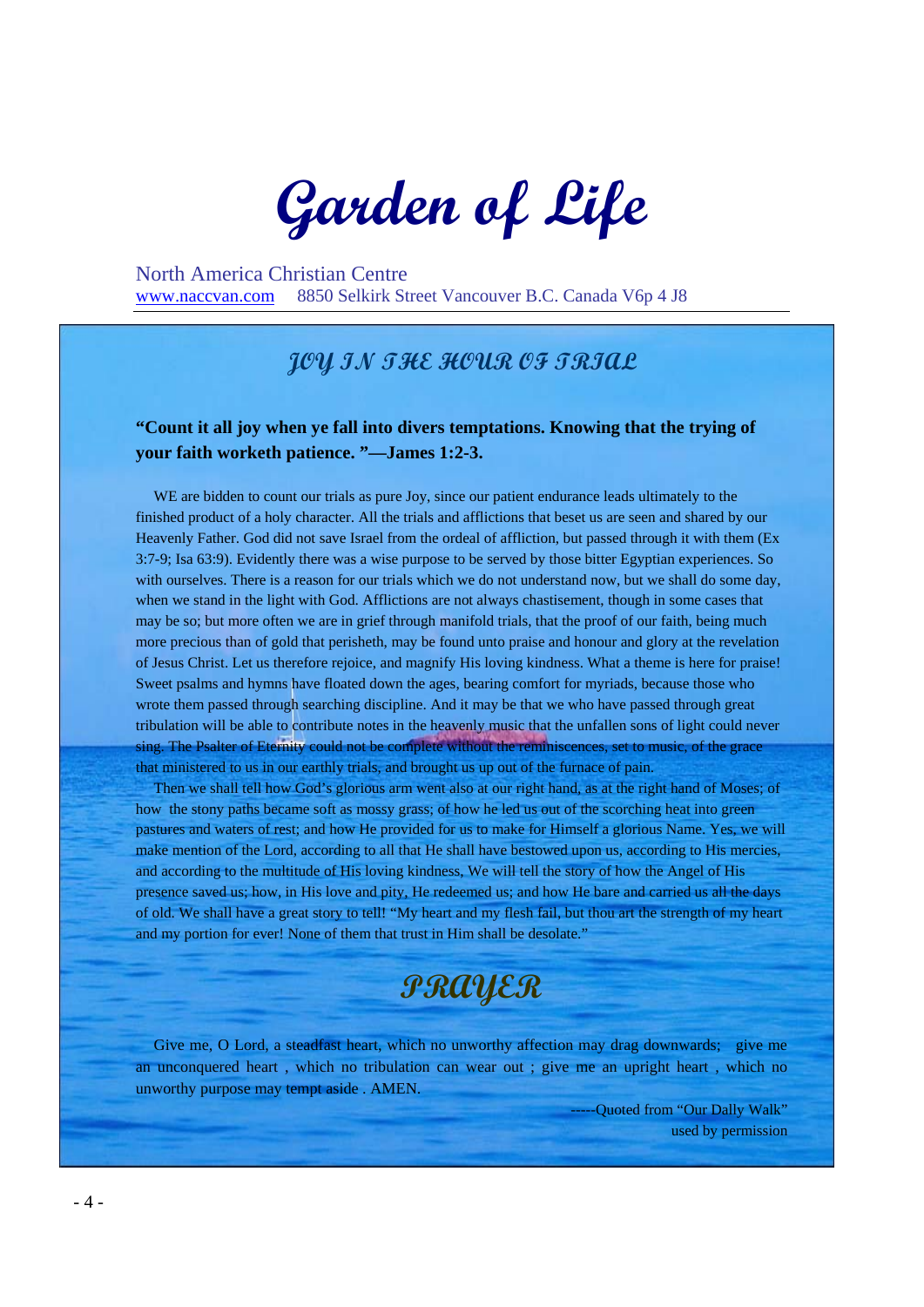# Garden of Life

North America Christian Centre
www.naccvan.com 8850 Selkirk Street Vancouver B.C. Canada V6p 4 J8

## JOY IN THE HOUR OF TRIAL

**"Count it all joy when ye fall into divers temptations. Knowing that the trying of your faith worketh patience. "—James 1:2-3.**

WE are bidden to count our trials as pure Joy, since our patient endurance leads ultimately to the finished product of a holy character. All the trials and afflictions that beset us are seen and shared by our Heavenly Father. God did not save Israel from the ordeal of affliction, but passed through it with them (Ex 3:7-9; Isa 63:9). Evidently there was a wise purpose to be served by those bitter Egyptian experiences. So with ourselves. There is a reason for our trials which we do not understand now, but we shall do some day, when we stand in the light with God. Afflictions are not always chastisement, though in some cases that may be so; but more often we are in grief through manifold trials, that the proof of our faith, being much more precious than of gold that perisheth, may be found unto praise and honour and glory at the revelation of Jesus Christ. Let us therefore rejoice, and magnify His loving kindness. What a theme is here for praise! Sweet psalms and hymns have floated down the ages, bearing comfort for myriads, because those who wrote them passed through searching discipline. And it may be that we who have passed through great tribulation will be able to contribute notes in the heavenly music that the unfallen sons of light could never sing. The Psalter of Eternity could not be complete without the reminiscences, set to music, of the grace that ministered to us in our earthly trials, and brought us up out of the furnace of pain.

Then we shall tell how God's glorious arm went also at our right hand, as at the right hand of Moses; of how the stony paths became soft as mossy grass; of how he led us out of the scorching heat into green pastures and waters of rest; and how He provided for us to make for Himself a glorious Name. Yes, we will make mention of the Lord, according to all that He shall have bestowed upon us, according to His mercies, and according to the multitude of His loving kindness, We will tell the story of how the Angel of His presence saved us; how, in His love and pity, He redeemed us; and how He bare and carried us all the days of old. We shall have a great story to tell! "My heart and my flesh fail, but thou art the strength of my heart and my portion for ever! None of them that trust in Him shall be desolate."

## PRAYER

Give me, O Lord, a steadfast heart, which no unworthy affection may drag downwards; give me an unconquered heart , which no tribulation can wear out ; give me an upright heart , which no unworthy purpose may tempt aside . AMEN.

-----Quoted from "Our Dally Walk"
used by permission